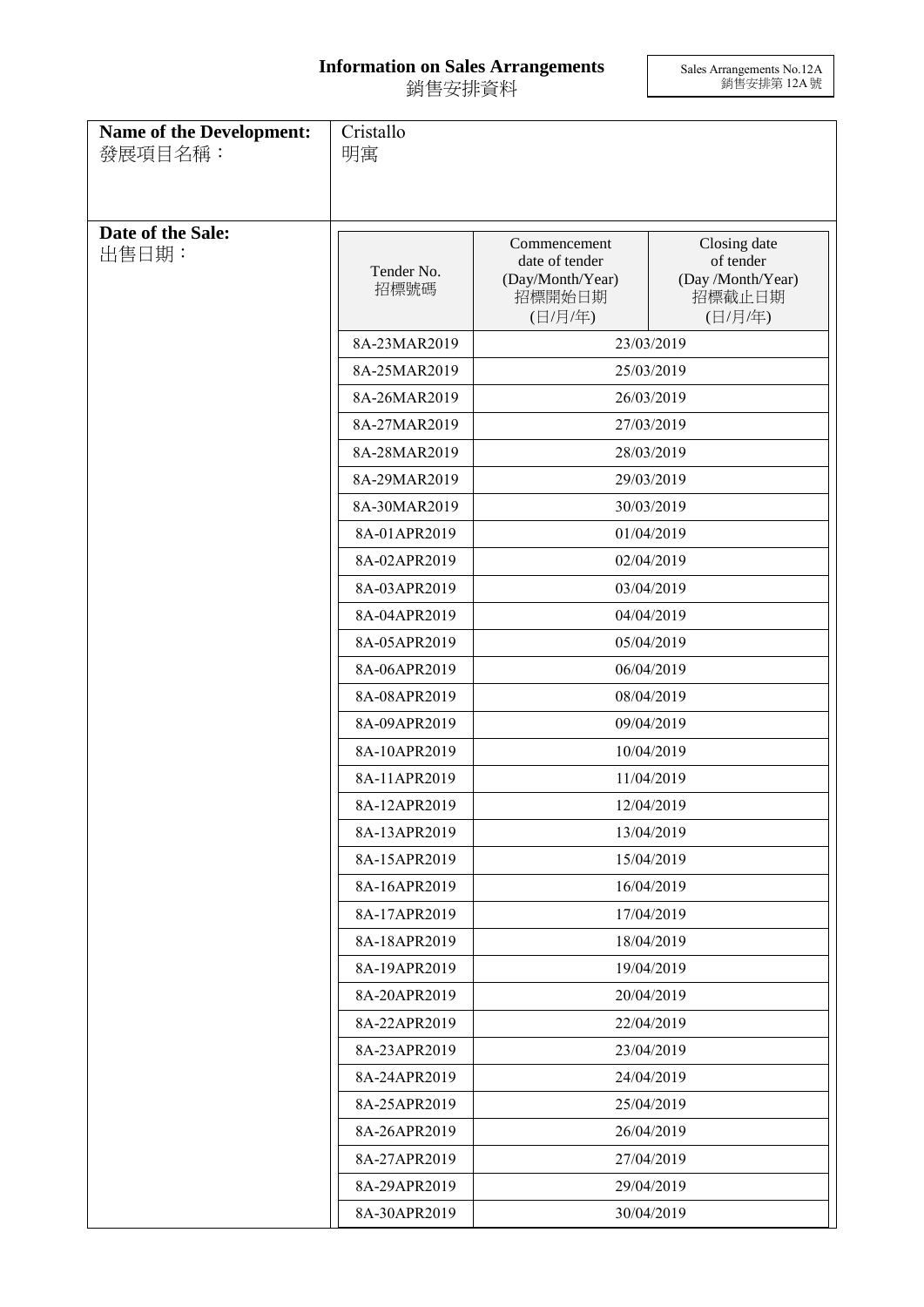# Information on Sales Arrangements
# 銷售安排資料

Sales Arrangements No.12A
銷售安排第 12A 號

**Name of the Development:**
發展項目名稱：

Cristallo
明寓

**Date of the Sale:**
出售日期：

| Tender No. 招標號碼 | Commencement date of tender (Day/Month/Year) 招標開始日期 (日/月/年) | Closing date of tender (Day /Month/Year) 招標截止日期 (日/月/年) |
|---|---|---|
| 8A-23MAR2019 | 23/03/2019 | |
| 8A-25MAR2019 | 25/03/2019 | |
| 8A-26MAR2019 | 26/03/2019 | |
| 8A-27MAR2019 | 27/03/2019 | |
| 8A-28MAR2019 | 28/03/2019 | |
| 8A-29MAR2019 | 29/03/2019 | |
| 8A-30MAR2019 | 30/03/2019 | |
| 8A-01APR2019 | 01/04/2019 | |
| 8A-02APR2019 | 02/04/2019 | |
| 8A-03APR2019 | 03/04/2019 | |
| 8A-04APR2019 | 04/04/2019 | |
| 8A-05APR2019 | 05/04/2019 | |
| 8A-06APR2019 | 06/04/2019 | |
| 8A-08APR2019 | 08/04/2019 | |
| 8A-09APR2019 | 09/04/2019 | |
| 8A-10APR2019 | 10/04/2019 | |
| 8A-11APR2019 | 11/04/2019 | |
| 8A-12APR2019 | 12/04/2019 | |
| 8A-13APR2019 | 13/04/2019 | |
| 8A-15APR2019 | 15/04/2019 | |
| 8A-16APR2019 | 16/04/2019 | |
| 8A-17APR2019 | 17/04/2019 | |
| 8A-18APR2019 | 18/04/2019 | |
| 8A-19APR2019 | 19/04/2019 | |
| 8A-20APR2019 | 20/04/2019 | |
| 8A-22APR2019 | 22/04/2019 | |
| 8A-23APR2019 | 23/04/2019 | |
| 8A-24APR2019 | 24/04/2019 | |
| 8A-25APR2019 | 25/04/2019 | |
| 8A-26APR2019 | 26/04/2019 | |
| 8A-27APR2019 | 27/04/2019 | |
| 8A-29APR2019 | 29/04/2019 | |
| 8A-30APR2019 | 30/04/2019 | |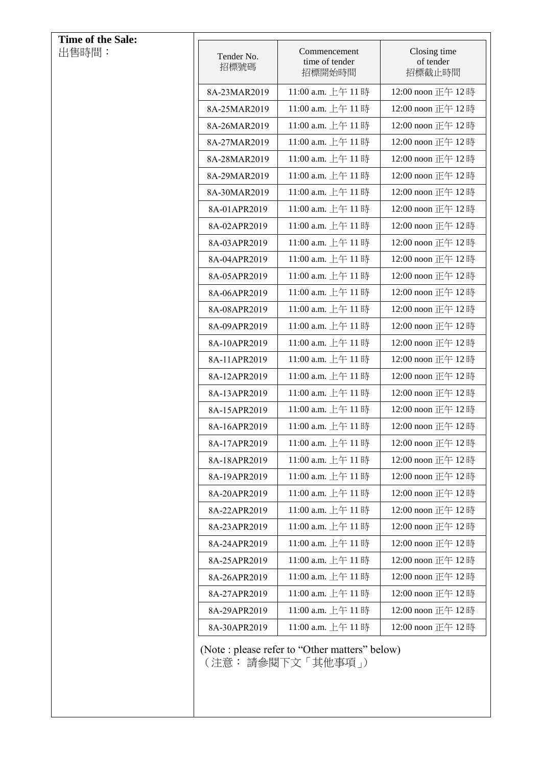**Time of the Sale:**
出售時間：

| Tender No. 招標號碼 | Commencement time of tender 招標開始時間 | Closing time of tender 招標截止時間 |
|---|---|---|
| 8A-23MAR2019 | 11:00 a.m. 上午 11 時 | 12:00 noon 正午 12 時 |
| 8A-25MAR2019 | 11:00 a.m. 上午 11 時 | 12:00 noon 正午 12 時 |
| 8A-26MAR2019 | 11:00 a.m. 上午 11 時 | 12:00 noon 正午 12 時 |
| 8A-27MAR2019 | 11:00 a.m. 上午 11 時 | 12:00 noon 正午 12 時 |
| 8A-28MAR2019 | 11:00 a.m. 上午 11 時 | 12:00 noon 正午 12 時 |
| 8A-29MAR2019 | 11:00 a.m. 上午 11 時 | 12:00 noon 正午 12 時 |
| 8A-30MAR2019 | 11:00 a.m. 上午 11 時 | 12:00 noon 正午 12 時 |
| 8A-01APR2019 | 11:00 a.m. 上午 11 時 | 12:00 noon 正午 12 時 |
| 8A-02APR2019 | 11:00 a.m. 上午 11 時 | 12:00 noon 正午 12 時 |
| 8A-03APR2019 | 11:00 a.m. 上午 11 時 | 12:00 noon 正午 12 時 |
| 8A-04APR2019 | 11:00 a.m. 上午 11 時 | 12:00 noon 正午 12 時 |
| 8A-05APR2019 | 11:00 a.m. 上午 11 時 | 12:00 noon 正午 12 時 |
| 8A-06APR2019 | 11:00 a.m. 上午 11 時 | 12:00 noon 正午 12 時 |
| 8A-08APR2019 | 11:00 a.m. 上午 11 時 | 12:00 noon 正午 12 時 |
| 8A-09APR2019 | 11:00 a.m. 上午 11 時 | 12:00 noon 正午 12 時 |
| 8A-10APR2019 | 11:00 a.m. 上午 11 時 | 12:00 noon 正午 12 時 |
| 8A-11APR2019 | 11:00 a.m. 上午 11 時 | 12:00 noon 正午 12 時 |
| 8A-12APR2019 | 11:00 a.m. 上午 11 時 | 12:00 noon 正午 12 時 |
| 8A-13APR2019 | 11:00 a.m. 上午 11 時 | 12:00 noon 正午 12 時 |
| 8A-15APR2019 | 11:00 a.m. 上午 11 時 | 12:00 noon 正午 12 時 |
| 8A-16APR2019 | 11:00 a.m. 上午 11 時 | 12:00 noon 正午 12 時 |
| 8A-17APR2019 | 11:00 a.m. 上午 11 時 | 12:00 noon 正午 12 時 |
| 8A-18APR2019 | 11:00 a.m. 上午 11 時 | 12:00 noon 正午 12 時 |
| 8A-19APR2019 | 11:00 a.m. 上午 11 時 | 12:00 noon 正午 12 時 |
| 8A-20APR2019 | 11:00 a.m. 上午 11 時 | 12:00 noon 正午 12 時 |
| 8A-22APR2019 | 11:00 a.m. 上午 11 時 | 12:00 noon 正午 12 時 |
| 8A-23APR2019 | 11:00 a.m. 上午 11 時 | 12:00 noon 正午 12 時 |
| 8A-24APR2019 | 11:00 a.m. 上午 11 時 | 12:00 noon 正午 12 時 |
| 8A-25APR2019 | 11:00 a.m. 上午 11 時 | 12:00 noon 正午 12 時 |
| 8A-26APR2019 | 11:00 a.m. 上午 11 時 | 12:00 noon 正午 12 時 |
| 8A-27APR2019 | 11:00 a.m. 上午 11 時 | 12:00 noon 正午 12 時 |
| 8A-29APR2019 | 11:00 a.m. 上午 11 時 | 12:00 noon 正午 12 時 |
| 8A-30APR2019 | 11:00 a.m. 上午 11 時 | 12:00 noon 正午 12 時 |

(Note : please refer to "Other matters" below)
（注意： 請參閱下文「其他事項」）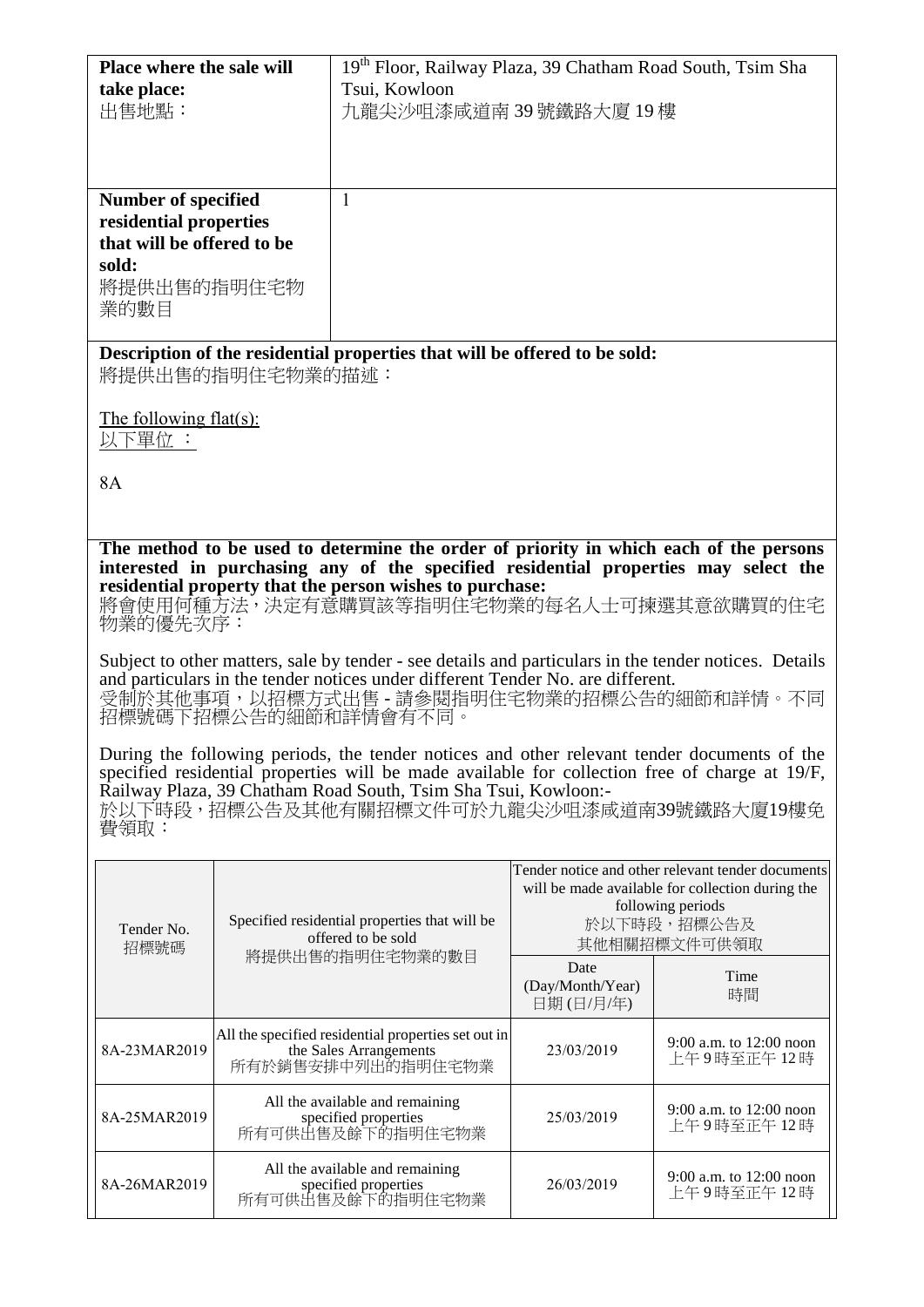| **Place where the sale will take place:** 出售地點： | 19th Floor, Railway Plaza, 39 Chatham Road South, Tsim Sha Tsui, Kowloon 九龍尖沙咀漆咸道南 39 號鐵路大廈 19 樓 |
|---|---|
| **Number of specified residential properties that will be offered to be sold:** 將提供出售的指明住宅物業的數目 | 1 |

**Description of the residential properties that will be offered to be sold:**
將提供出售的指明住宅物業的描述：

The following flat(s):
以下單位 ：

8A

**The method to be used to determine the order of priority in which each of the persons interested in purchasing any of the specified residential properties may select the residential property that the person wishes to purchase:**
將會使用何種方法，決定有意購買該等指明住宅物業的每名人士可揀選其意欲購買的住宅物業的優先次序：

Subject to other matters, sale by tender - see details and particulars in the tender notices. Details and particulars in the tender notices under different Tender No. are different.
受制於其他事項，以招標方式出售 - 請參閱指明住宅物業的招標公告的細節和詳情。不同招標號碼下招標公告的細節和詳情會有不同。

During the following periods, the tender notices and other relevant tender documents of the specified residential properties will be made available for collection free of charge at 19/F, Railway Plaza, 39 Chatham Road South, Tsim Sha Tsui, Kowloon:-
於以下時段，招標公告及其他有關招標文件可於九龍尖沙咀漆咸道南39號鐵路大廈19樓免費領取：

| Tender No. 招標號碼 | Specified residential properties that will be offered to be sold 將提供出售的指明住宅物業的數目 | Tender notice and other relevant tender documents will be made available for collection during the following periods 於以下時段，招標公告及其他相關招標文件可供領取 | |
|---|---|---|---|
| | | Date (Day/Month/Year) 日期 (日/月/年) | Time 時間 |
| 8A-23MAR2019 | All the specified residential properties set out in the Sales Arrangements 所有於銷售安排中列出的指明住宅物業 | 23/03/2019 | 9:00 a.m. to 12:00 noon 上午 9 時至正午 12 時 |
| 8A-25MAR2019 | All the available and remaining specified properties 所有可供出售及餘下的指明住宅物業 | 25/03/2019 | 9:00 a.m. to 12:00 noon 上午 9 時至正午 12 時 |
| 8A-26MAR2019 | All the available and remaining specified properties 所有可供出售及餘下的指明住宅物業 | 26/03/2019 | 9:00 a.m. to 12:00 noon 上午 9 時至正午 12 時 |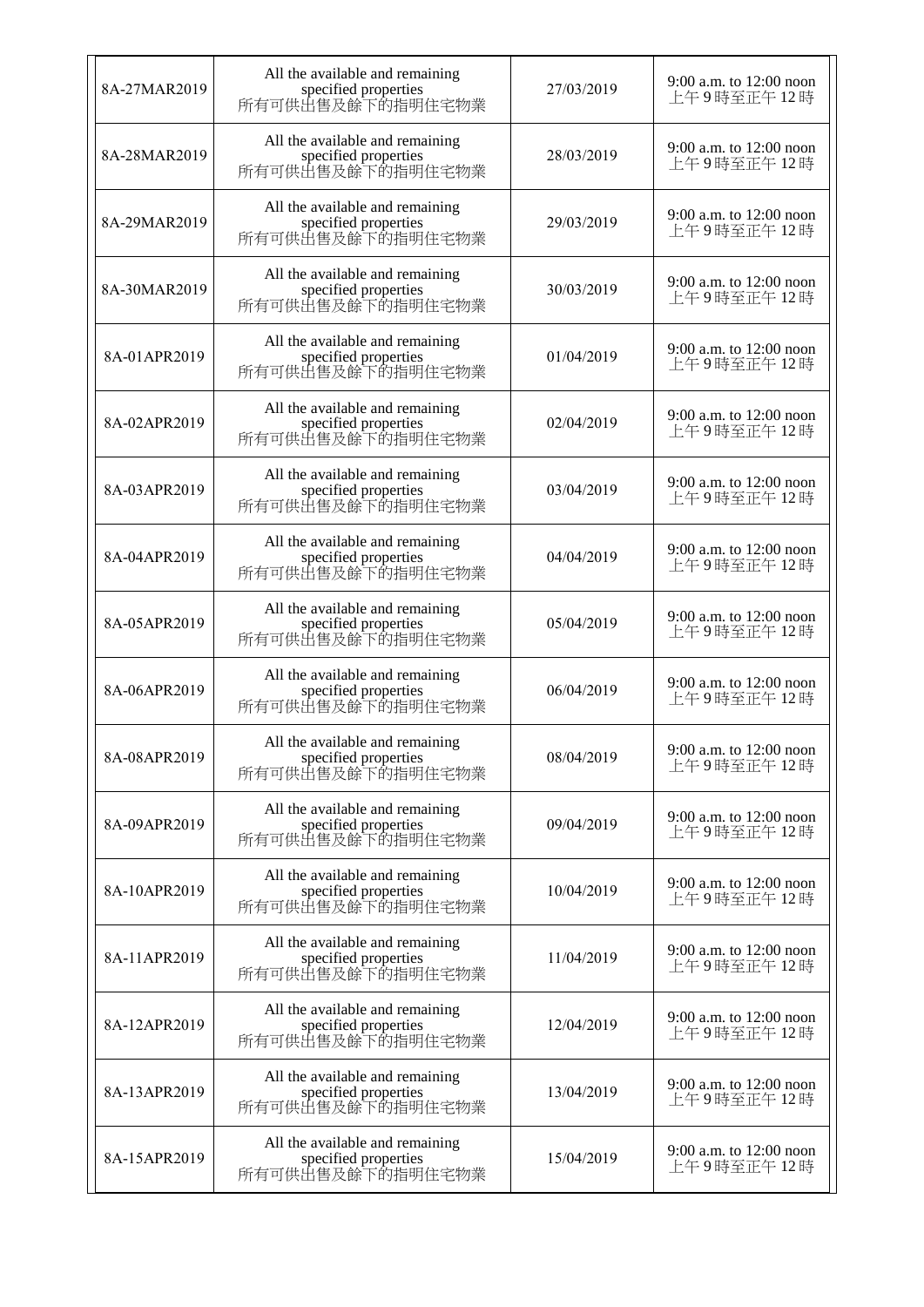| | | | |
|---|---|---|---|
| 8A-27MAR2019 | All the available and remaining specified properties<br>所有可供出售及餘下的指明住宅物業 | 27/03/2019 | 9:00 a.m. to 12:00 noon<br>上午 9 時至正午 12 時 |
| 8A-28MAR2019 | All the available and remaining specified properties<br>所有可供出售及餘下的指明住宅物業 | 28/03/2019 | 9:00 a.m. to 12:00 noon<br>上午 9 時至正午 12 時 |
| 8A-29MAR2019 | All the available and remaining specified properties<br>所有可供出售及餘下的指明住宅物業 | 29/03/2019 | 9:00 a.m. to 12:00 noon<br>上午 9 時至正午 12 時 |
| 8A-30MAR2019 | All the available and remaining specified properties<br>所有可供出售及餘下的指明住宅物業 | 30/03/2019 | 9:00 a.m. to 12:00 noon<br>上午 9 時至正午 12 時 |
| 8A-01APR2019 | All the available and remaining specified properties<br>所有可供出售及餘下的指明住宅物業 | 01/04/2019 | 9:00 a.m. to 12:00 noon<br>上午 9 時至正午 12 時 |
| 8A-02APR2019 | All the available and remaining specified properties<br>所有可供出售及餘下的指明住宅物業 | 02/04/2019 | 9:00 a.m. to 12:00 noon<br>上午 9 時至正午 12 時 |
| 8A-03APR2019 | All the available and remaining specified properties<br>所有可供出售及餘下的指明住宅物業 | 03/04/2019 | 9:00 a.m. to 12:00 noon<br>上午 9 時至正午 12 時 |
| 8A-04APR2019 | All the available and remaining specified properties<br>所有可供出售及餘下的指明住宅物業 | 04/04/2019 | 9:00 a.m. to 12:00 noon<br>上午 9 時至正午 12 時 |
| 8A-05APR2019 | All the available and remaining specified properties<br>所有可供出售及餘下的指明住宅物業 | 05/04/2019 | 9:00 a.m. to 12:00 noon<br>上午 9 時至正午 12 時 |
| 8A-06APR2019 | All the available and remaining specified properties<br>所有可供出售及餘下的指明住宅物業 | 06/04/2019 | 9:00 a.m. to 12:00 noon<br>上午 9 時至正午 12 時 |
| 8A-08APR2019 | All the available and remaining specified properties<br>所有可供出售及餘下的指明住宅物業 | 08/04/2019 | 9:00 a.m. to 12:00 noon<br>上午 9 時至正午 12 時 |
| 8A-09APR2019 | All the available and remaining specified properties<br>所有可供出售及餘下的指明住宅物業 | 09/04/2019 | 9:00 a.m. to 12:00 noon<br>上午 9 時至正午 12 時 |
| 8A-10APR2019 | All the available and remaining specified properties<br>所有可供出售及餘下的指明住宅物業 | 10/04/2019 | 9:00 a.m. to 12:00 noon<br>上午 9 時至正午 12 時 |
| 8A-11APR2019 | All the available and remaining specified properties<br>所有可供出售及餘下的指明住宅物業 | 11/04/2019 | 9:00 a.m. to 12:00 noon<br>上午 9 時至正午 12 時 |
| 8A-12APR2019 | All the available and remaining specified properties<br>所有可供出售及餘下的指明住宅物業 | 12/04/2019 | 9:00 a.m. to 12:00 noon<br>上午 9 時至正午 12 時 |
| 8A-13APR2019 | All the available and remaining specified properties<br>所有可供出售及餘下的指明住宅物業 | 13/04/2019 | 9:00 a.m. to 12:00 noon<br>上午 9 時至正午 12 時 |
| 8A-15APR2019 | All the available and remaining specified properties<br>所有可供出售及餘下的指明住宅物業 | 15/04/2019 | 9:00 a.m. to 12:00 noon<br>上午 9 時至正午 12 時 |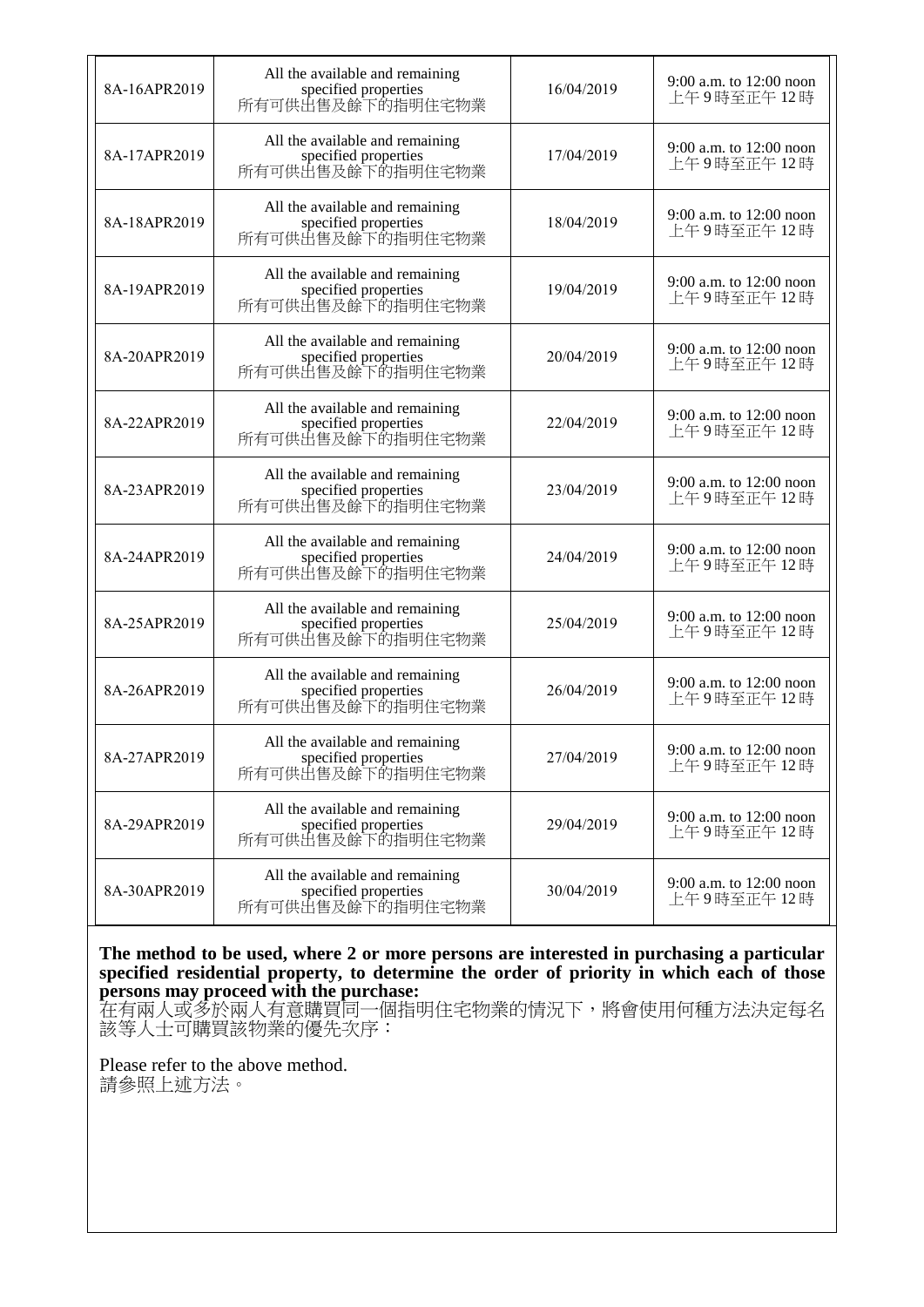| | | | |
|---|---|---|---|
| 8A-16APR2019 | All the available and remaining specified properties 所有可供出售及餘下的指明住宅物業 | 16/04/2019 | 9:00 a.m. to 12:00 noon 上午 9 時至正午 12 時 |
| 8A-17APR2019 | All the available and remaining specified properties 所有可供出售及餘下的指明住宅物業 | 17/04/2019 | 9:00 a.m. to 12:00 noon 上午 9 時至正午 12 時 |
| 8A-18APR2019 | All the available and remaining specified properties 所有可供出售及餘下的指明住宅物業 | 18/04/2019 | 9:00 a.m. to 12:00 noon 上午 9 時至正午 12 時 |
| 8A-19APR2019 | All the available and remaining specified properties 所有可供出售及餘下的指明住宅物業 | 19/04/2019 | 9:00 a.m. to 12:00 noon 上午 9 時至正午 12 時 |
| 8A-20APR2019 | All the available and remaining specified properties 所有可供出售及餘下的指明住宅物業 | 20/04/2019 | 9:00 a.m. to 12:00 noon 上午 9 時至正午 12 時 |
| 8A-22APR2019 | All the available and remaining specified properties 所有可供出售及餘下的指明住宅物業 | 22/04/2019 | 9:00 a.m. to 12:00 noon 上午 9 時至正午 12 時 |
| 8A-23APR2019 | All the available and remaining specified properties 所有可供出售及餘下的指明住宅物業 | 23/04/2019 | 9:00 a.m. to 12:00 noon 上午 9 時至正午 12 時 |
| 8A-24APR2019 | All the available and remaining specified properties 所有可供出售及餘下的指明住宅物業 | 24/04/2019 | 9:00 a.m. to 12:00 noon 上午 9 時至正午 12 時 |
| 8A-25APR2019 | All the available and remaining specified properties 所有可供出售及餘下的指明住宅物業 | 25/04/2019 | 9:00 a.m. to 12:00 noon 上午 9 時至正午 12 時 |
| 8A-26APR2019 | All the available and remaining specified properties 所有可供出售及餘下的指明住宅物業 | 26/04/2019 | 9:00 a.m. to 12:00 noon 上午 9 時至正午 12 時 |
| 8A-27APR2019 | All the available and remaining specified properties 所有可供出售及餘下的指明住宅物業 | 27/04/2019 | 9:00 a.m. to 12:00 noon 上午 9 時至正午 12 時 |
| 8A-29APR2019 | All the available and remaining specified properties 所有可供出售及餘下的指明住宅物業 | 29/04/2019 | 9:00 a.m. to 12:00 noon 上午 9 時至正午 12 時 |
| 8A-30APR2019 | All the available and remaining specified properties 所有可供出售及餘下的指明住宅物業 | 30/04/2019 | 9:00 a.m. to 12:00 noon 上午 9 時至正午 12 時 |

**The method to be used, where 2 or more persons are interested in purchasing a particular specified residential property, to determine the order of priority in which each of those persons may proceed with the purchase:**
在有兩人或多於兩人有意購買同一個指明住宅物業的情況下，將會使用何種方法決定每名該等人士可購買該物業的優先次序：

Please refer to the above method.
請參照上述方法。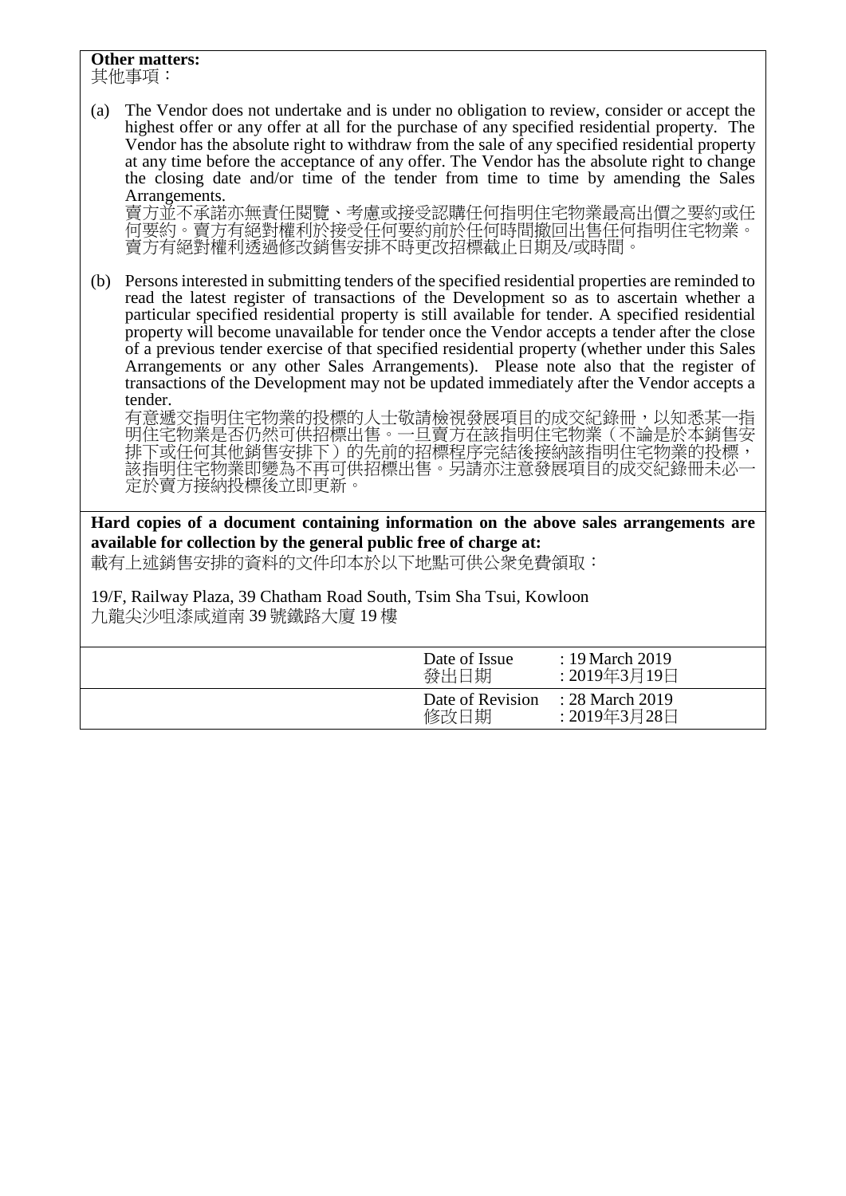**Other matters:**
其他事項：

(a) The Vendor does not undertake and is under no obligation to review, consider or accept the highest offer or any offer at all for the purchase of any specified residential property. The Vendor has the absolute right to withdraw from the sale of any specified residential property at any time before the acceptance of any offer. The Vendor has the absolute right to change the closing date and/or time of the tender from time to time by amending the Sales Arrangements.
賣方並不承諾亦無責任閱覽、考慮或接受認購任何指明住宅物業最高出價之要約或任何要約。賣方有絕對權利於接受任何要約前於任何時間撤回出售任何指明住宅物業。賣方有絕對權利透過修改銷售安排不時更改招標截止日期及/或時間。

(b) Persons interested in submitting tenders of the specified residential properties are reminded to read the latest register of transactions of the Development so as to ascertain whether a particular specified residential property is still available for tender. A specified residential property will become unavailable for tender once the Vendor accepts a tender after the close of a previous tender exercise of that specified residential property (whether under this Sales Arrangements or any other Sales Arrangements). Please note also that the register of transactions of the Development may not be updated immediately after the Vendor accepts a tender.
有意遞交指明住宅物業的投標的人士敬請檢視發展項目的成交紀錄冊，以知悉某一指明住宅物業是否仍然可供招標出售。一旦賣方在該指明住宅物業（不論是於本銷售安排下或任何其他銷售安排下）的先前的招標程序完結後接納該指明住宅物業的投標，該指明住宅物業即變為不再可供招標出售。另請亦注意發展項目的成交紀錄冊未必一定於賣方接納投標後立即更新。

**Hard copies of a document containing information on the above sales arrangements are available for collection by the general public free of charge at:**
載有上述銷售安排的資料的文件印本於以下地點可供公眾免費領取：

19/F, Railway Plaza, 39 Chatham Road South, Tsim Sha Tsui, Kowloon
九龍尖沙咀漆咸道南 39 號鐵路大廈 19 樓

| | |
|---|---|
| Date of Issue 發出日期 | : 19 March 2019 : 2019年3月19日 |
| Date of Revision 修改日期 | : 28 March 2019 : 2019年3月28日 |